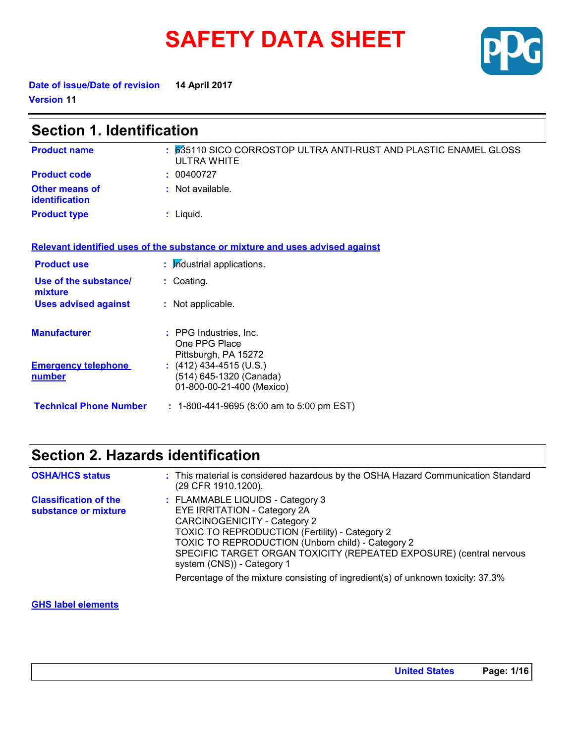# SAFETY DATA SHEET

**Date of issue/Date of revision** 14 April 2017

**Version** 11

## Section 1. Identification

| | |
|---|---|
| **Product name** | : 635110 SICO CORROSTOP ULTRA ANTI-RUST AND PLASTIC ENAMEL GLOSS ULTRA WHITE |
| **Product code** | : 00400727 |
| **Other means of identification** | : Not available. |
| **Product type** | : Liquid. |

**Relevant identified uses of the substance or mixture and uses advised against**

| | |
|---|---|
| **Product use** | : Industrial applications. |
| **Use of the substance/ mixture** | : Coating. |
| **Uses advised against** | : Not applicable. |

| | |
|---|---|
| **Manufacturer** | : PPG Industries, Inc.<br>One PPG Place<br>Pittsburgh, PA 15272 |
| **Emergency telephone number** | : (412) 434-4515 (U.S.)<br>(514) 645-1320 (Canada)<br>01-800-00-21-400 (Mexico) |
| **Technical Phone Number** | : 1-800-441-9695 (8:00 am to 5:00 pm EST) |

## Section 2. Hazards identification

| | |
|---|---|
| **OSHA/HCS status** | : This material is considered hazardous by the OSHA Hazard Communication Standard (29 CFR 1910.1200). |
| **Classification of the substance or mixture** | : FLAMMABLE LIQUIDS - Category 3<br>EYE IRRITATION - Category 2A<br>CARCINOGENICITY - Category 2<br>TOXIC TO REPRODUCTION (Fertility) - Category 2<br>TOXIC TO REPRODUCTION (Unborn child) - Category 2<br>SPECIFIC TARGET ORGAN TOXICITY (REPEATED EXPOSURE) (central nervous system (CNS)) - Category 1<br><br>Percentage of the mixture consisting of ingredient(s) of unknown toxicity: 37.3% |

**GHS label elements**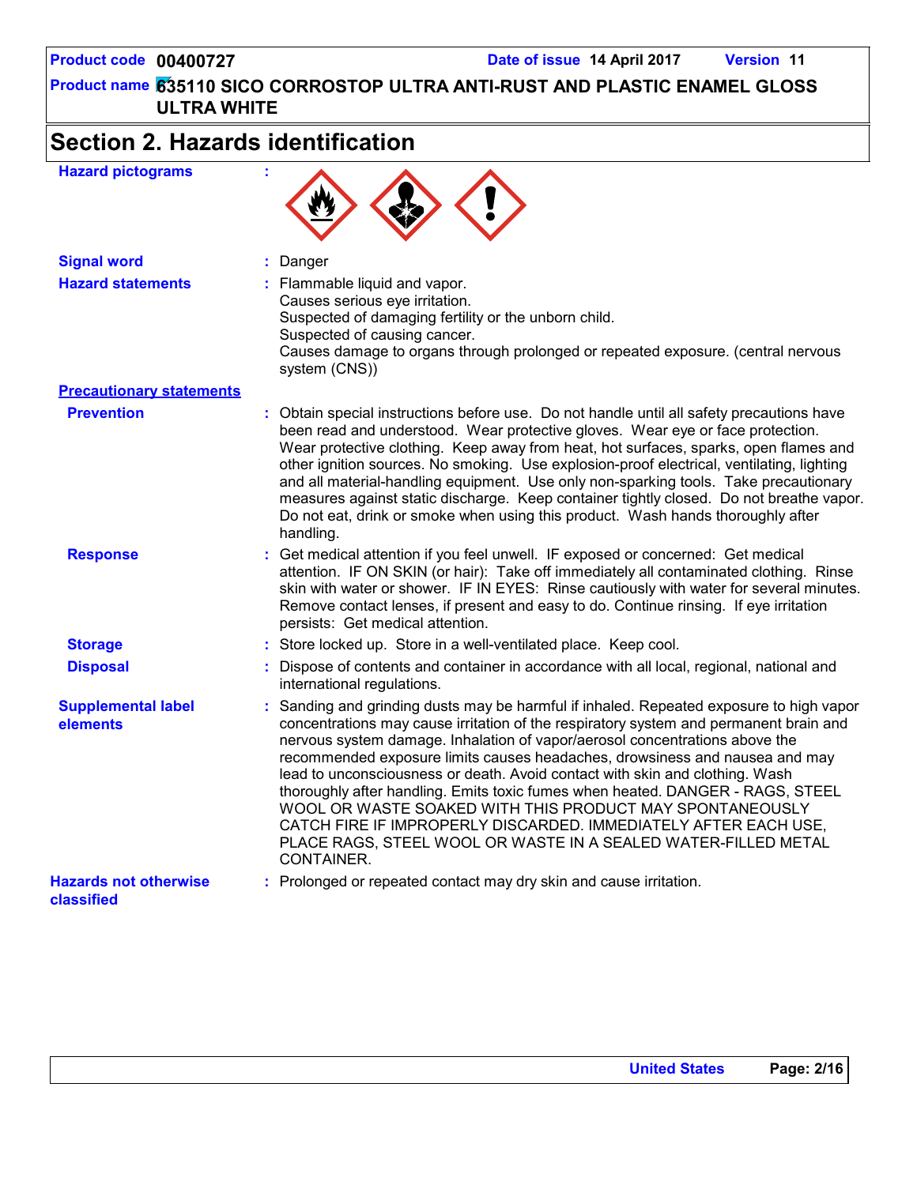Product code 00400727 | Date of issue 14 April 2017 | Version 11

Product name 635110 SICO CORROSTOP ULTRA ANTI-RUST AND PLASTIC ENAMEL GLOSS ULTRA WHITE

# Section 2. Hazards identification

**Hazard pictograms** :

**Signal word** : Danger

**Hazard statements** : Flammable liquid and vapor.
Causes serious eye irritation.
Suspected of damaging fertility or the unborn child.
Suspected of causing cancer.
Causes damage to organs through prolonged or repeated exposure. (central nervous system (CNS))

**Precautionary statements**

**Prevention** : Obtain special instructions before use. Do not handle until all safety precautions have been read and understood. Wear protective gloves. Wear eye or face protection. Wear protective clothing. Keep away from heat, hot surfaces, sparks, open flames and other ignition sources. No smoking. Use explosion-proof electrical, ventilating, lighting and all material-handling equipment. Use only non-sparking tools. Take precautionary measures against static discharge. Keep container tightly closed. Do not breathe vapor. Do not eat, drink or smoke when using this product. Wash hands thoroughly after handling.

**Response** : Get medical attention if you feel unwell. IF exposed or concerned: Get medical attention. IF ON SKIN (or hair): Take off immediately all contaminated clothing. Rinse skin with water or shower. IF IN EYES: Rinse cautiously with water for several minutes. Remove contact lenses, if present and easy to do. Continue rinsing. If eye irritation persists: Get medical attention.

**Storage** : Store locked up. Store in a well-ventilated place. Keep cool.

**Disposal** : Dispose of contents and container in accordance with all local, regional, national and international regulations.

**Supplemental label elements** : Sanding and grinding dusts may be harmful if inhaled. Repeated exposure to high vapor concentrations may cause irritation of the respiratory system and permanent brain and nervous system damage. Inhalation of vapor/aerosol concentrations above the recommended exposure limits causes headaches, drowsiness and nausea and may lead to unconsciousness or death. Avoid contact with skin and clothing. Wash thoroughly after handling. Emits toxic fumes when heated. DANGER - RAGS, STEEL WOOL OR WASTE SOAKED WITH THIS PRODUCT MAY SPONTANEOUSLY CATCH FIRE IF IMPROPERLY DISCARDED. IMMEDIATELY AFTER EACH USE, PLACE RAGS, STEEL WOOL OR WASTE IN A SEALED WATER-FILLED METAL CONTAINER.

**Hazards not otherwise classified** : Prolonged or repeated contact may dry skin and cause irritation.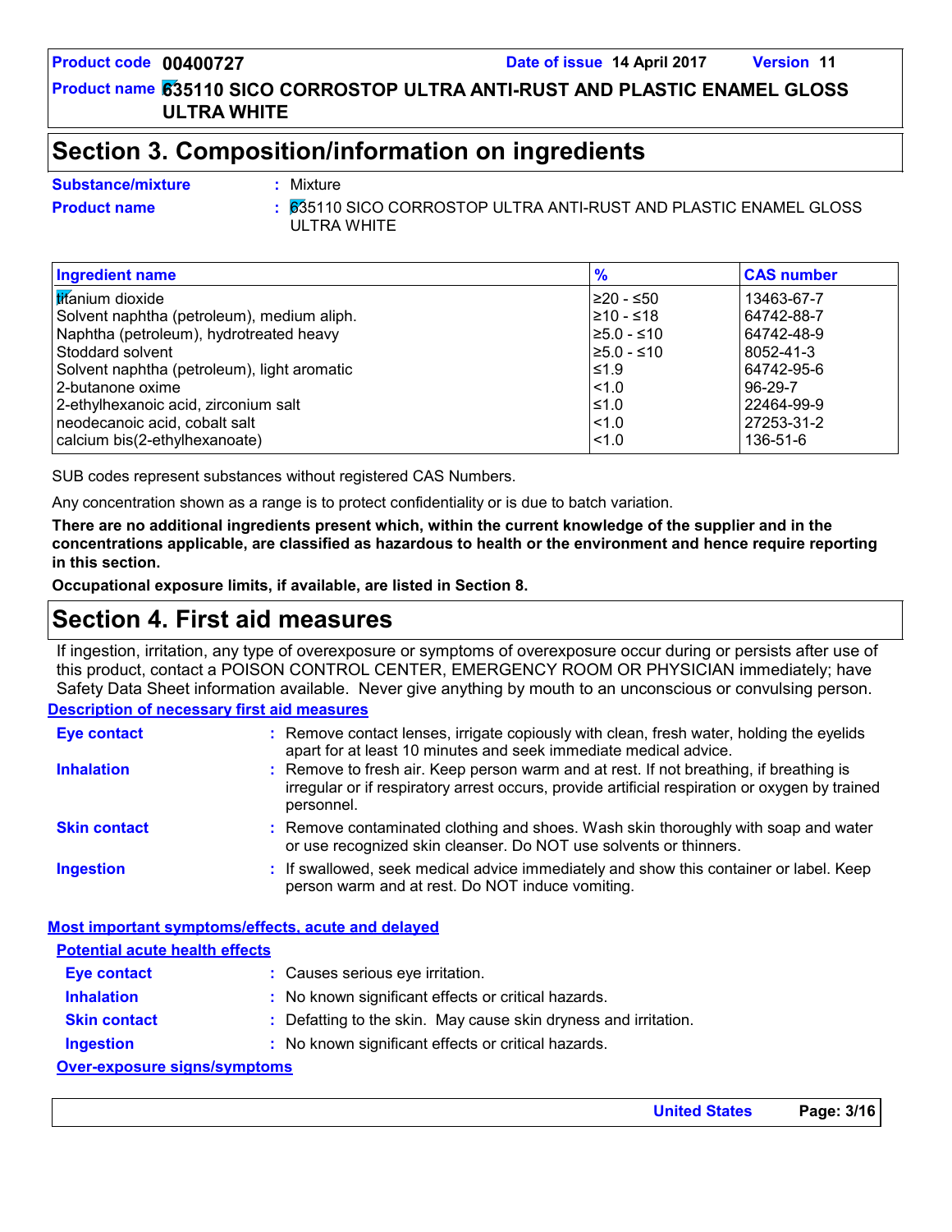## Section 3. Composition/information on ingredients

**Substance/mixture** : Mixture

**Product name** : 635110 SICO CORROSTOP ULTRA ANTI-RUST AND PLASTIC ENAMEL GLOSS ULTRA WHITE

| Ingredient name | % | CAS number |
|---|---|---|
| titanium dioxide | ≥20 - ≤50 | 13463-67-7 |
| Solvent naphtha (petroleum), medium aliph. | ≥10 - ≤18 | 64742-88-7 |
| Naphtha (petroleum), hydrotreated heavy | ≥5.0 - ≤10 | 64742-48-9 |
| Stoddard solvent | ≥5.0 - ≤10 | 8052-41-3 |
| Solvent naphtha (petroleum), light aromatic | ≤1.9 | 64742-95-6 |
| 2-butanone oxime | <1.0 | 96-29-7 |
| 2-ethylhexanoic acid, zirconium salt | ≤1.0 | 22464-99-9 |
| neodecanoic acid, cobalt salt | <1.0 | 27253-31-2 |
| calcium bis(2-ethylhexanoate) | <1.0 | 136-51-6 |

SUB codes represent substances without registered CAS Numbers.

Any concentration shown as a range is to protect confidentiality or is due to batch variation.

**There are no additional ingredients present which, within the current knowledge of the supplier and in the concentrations applicable, are classified as hazardous to health or the environment and hence require reporting in this section.**

**Occupational exposure limits, if available, are listed in Section 8.**

## Section 4. First aid measures

If ingestion, irritation, any type of overexposure or symptoms of overexposure occur during or persists after use of this product, contact a POISON CONTROL CENTER, EMERGENCY ROOM OR PHYSICIAN immediately; have Safety Data Sheet information available. Never give anything by mouth to an unconscious or convulsing person.

### Description of necessary first aid measures

**Eye contact** : Remove contact lenses, irrigate copiously with clean, fresh water, holding the eyelids apart for at least 10 minutes and seek immediate medical advice.

**Inhalation** : Remove to fresh air. Keep person warm and at rest. If not breathing, if breathing is irregular or if respiratory arrest occurs, provide artificial respiration or oxygen by trained personnel.

**Skin contact** : Remove contaminated clothing and shoes. Wash skin thoroughly with soap and water or use recognized skin cleanser. Do NOT use solvents or thinners.

**Ingestion** : If swallowed, seek medical advice immediately and show this container or label. Keep person warm and at rest. Do NOT induce vomiting.

### Most important symptoms/effects, acute and delayed

#### Potential acute health effects

**Eye contact** : Causes serious eye irritation.

**Inhalation** : No known significant effects or critical hazards.

**Skin contact** : Defatting to the skin. May cause skin dryness and irritation.

**Ingestion** : No known significant effects or critical hazards.

#### Over-exposure signs/symptoms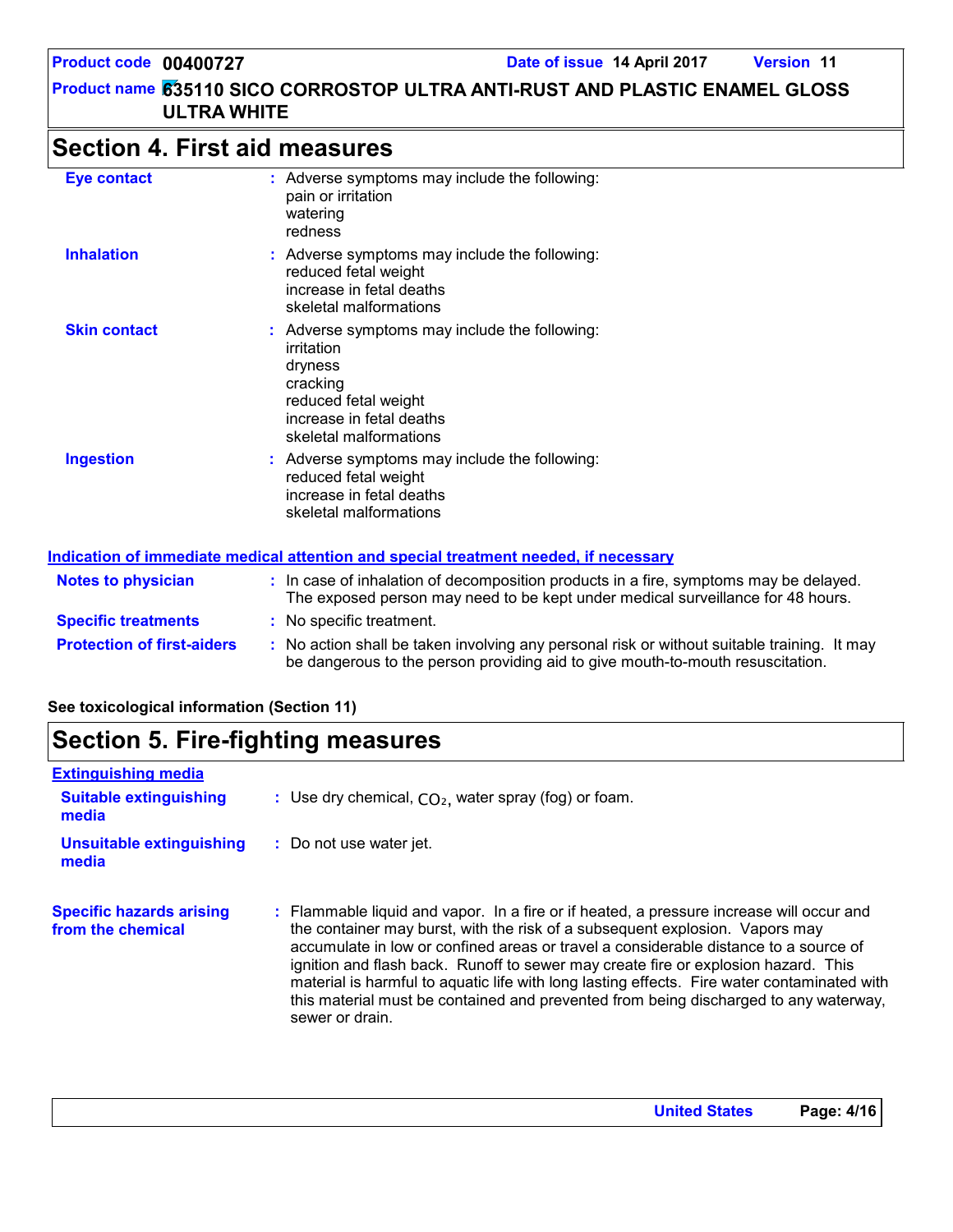## Section 4. First aid measures

**Eye contact** : Adverse symptoms may include the following:
pain or irritation
watering
redness

**Inhalation** : Adverse symptoms may include the following:
reduced fetal weight
increase in fetal deaths
skeletal malformations

**Skin contact** : Adverse symptoms may include the following:
irritation
dryness
cracking
reduced fetal weight
increase in fetal deaths
skeletal malformations

**Ingestion** : Adverse symptoms may include the following:
reduced fetal weight
increase in fetal deaths
skeletal malformations

### Indication of immediate medical attention and special treatment needed, if necessary

**Notes to physician** : In case of inhalation of decomposition products in a fire, symptoms may be delayed. The exposed person may need to be kept under medical surveillance for 48 hours.

**Specific treatments** : No specific treatment.

**Protection of first-aiders** : No action shall be taken involving any personal risk or without suitable training. It may be dangerous to the person providing aid to give mouth-to-mouth resuscitation.

**See toxicological information (Section 11)**

## Section 5. Fire-fighting measures

### Extinguishing media

**Suitable extinguishing media** : Use dry chemical, $CO_2$, water spray (fog) or foam.

**Unsuitable extinguishing media** : Do not use water jet.

**Specific hazards arising from the chemical** : Flammable liquid and vapor. In a fire or if heated, a pressure increase will occur and the container may burst, with the risk of a subsequent explosion. Vapors may accumulate in low or confined areas or travel a considerable distance to a source of ignition and flash back. Runoff to sewer may create fire or explosion hazard. This material is harmful to aquatic life with long lasting effects. Fire water contaminated with this material must be contained and prevented from being discharged to any waterway, sewer or drain.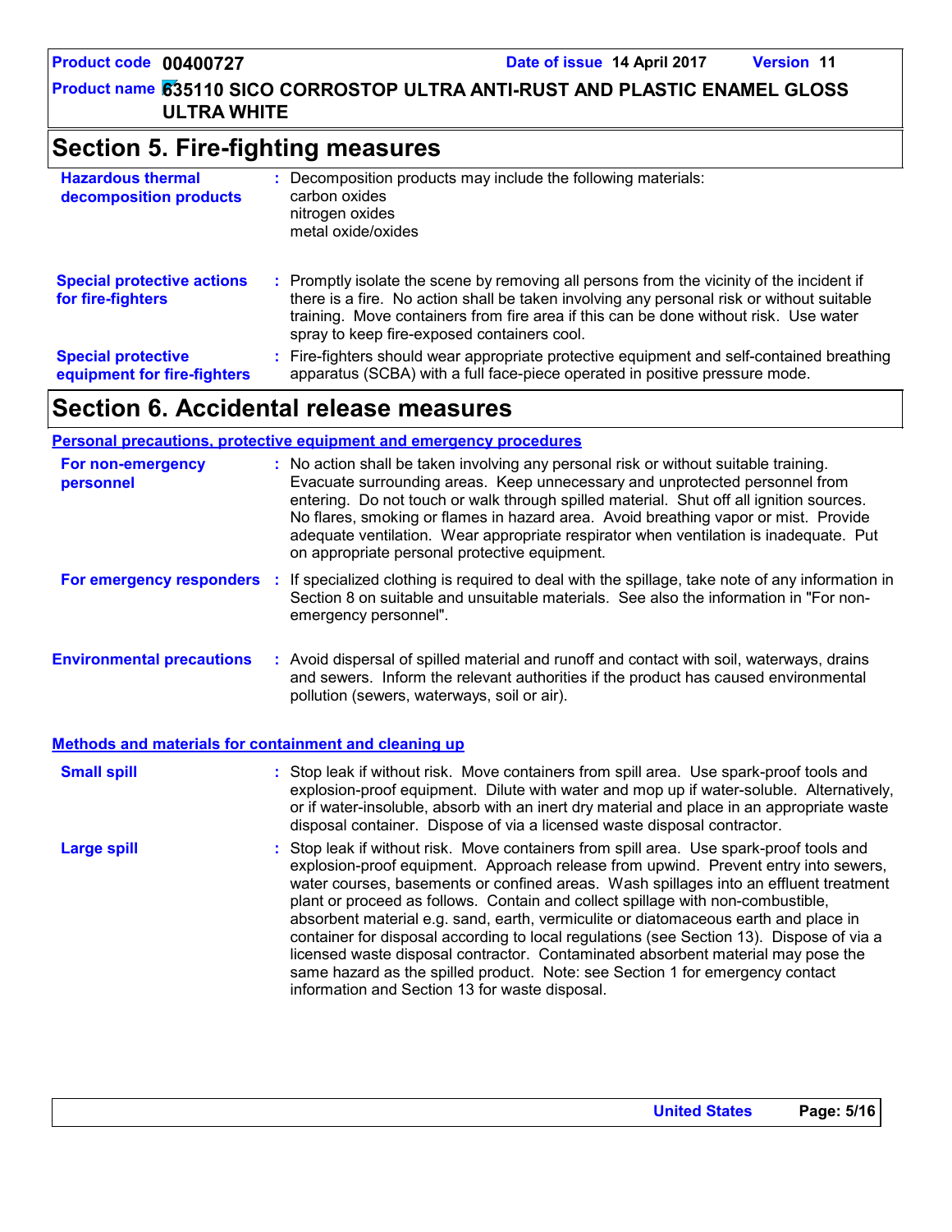## Section 5. Fire-fighting measures

**Hazardous thermal decomposition products** : Decomposition products may include the following materials:
carbon oxides
nitrogen oxides
metal oxide/oxides

**Special protective actions for fire-fighters** : Promptly isolate the scene by removing all persons from the vicinity of the incident if there is a fire. No action shall be taken involving any personal risk or without suitable training. Move containers from fire area if this can be done without risk. Use water spray to keep fire-exposed containers cool.

**Special protective equipment for fire-fighters** : Fire-fighters should wear appropriate protective equipment and self-contained breathing apparatus (SCBA) with a full face-piece operated in positive pressure mode.

## Section 6. Accidental release measures

### Personal precautions, protective equipment and emergency procedures

**For non-emergency personnel** : No action shall be taken involving any personal risk or without suitable training. Evacuate surrounding areas. Keep unnecessary and unprotected personnel from entering. Do not touch or walk through spilled material. Shut off all ignition sources. No flares, smoking or flames in hazard area. Avoid breathing vapor or mist. Provide adequate ventilation. Wear appropriate respirator when ventilation is inadequate. Put on appropriate personal protective equipment.

**For emergency responders** : If specialized clothing is required to deal with the spillage, take note of any information in Section 8 on suitable and unsuitable materials. See also the information in "For non-emergency personnel".

**Environmental precautions** : Avoid dispersal of spilled material and runoff and contact with soil, waterways, drains and sewers. Inform the relevant authorities if the product has caused environmental pollution (sewers, waterways, soil or air).

### Methods and materials for containment and cleaning up

**Small spill** : Stop leak if without risk. Move containers from spill area. Use spark-proof tools and explosion-proof equipment. Dilute with water and mop up if water-soluble. Alternatively, or if water-insoluble, absorb with an inert dry material and place in an appropriate waste disposal container. Dispose of via a licensed waste disposal contractor.

**Large spill** : Stop leak if without risk. Move containers from spill area. Use spark-proof tools and explosion-proof equipment. Approach release from upwind. Prevent entry into sewers, water courses, basements or confined areas. Wash spillages into an effluent treatment plant or proceed as follows. Contain and collect spillage with non-combustible, absorbent material e.g. sand, earth, vermiculite or diatomaceous earth and place in container for disposal according to local regulations (see Section 13). Dispose of via a licensed waste disposal contractor. Contaminated absorbent material may pose the same hazard as the spilled product. Note: see Section 1 for emergency contact information and Section 13 for waste disposal.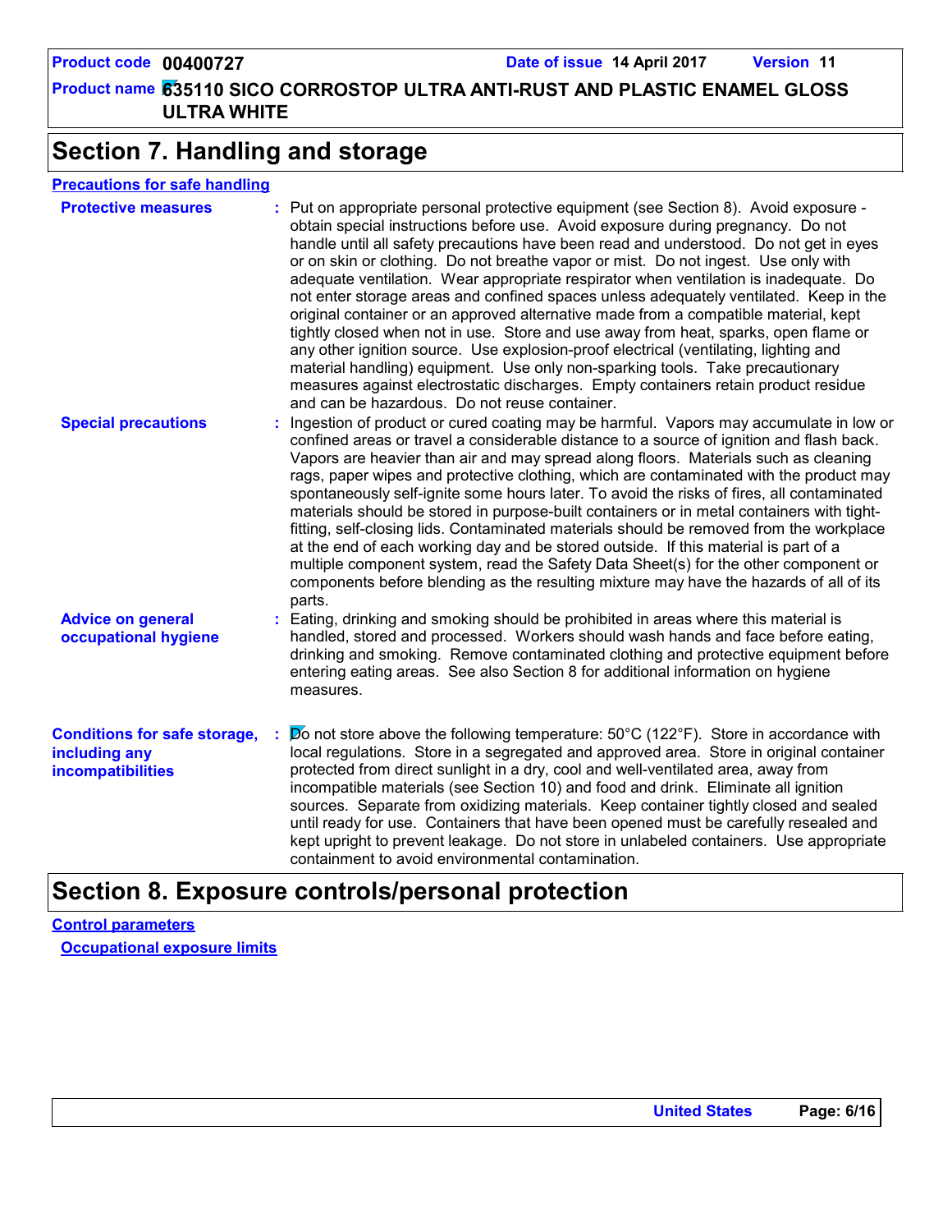## Section 7. Handling and storage

### Precautions for safe handling

**Protective measures** : Put on appropriate personal protective equipment (see Section 8). Avoid exposure - obtain special instructions before use. Avoid exposure during pregnancy. Do not handle until all safety precautions have been read and understood. Do not get in eyes or on skin or clothing. Do not breathe vapor or mist. Do not ingest. Use only with adequate ventilation. Wear appropriate respirator when ventilation is inadequate. Do not enter storage areas and confined spaces unless adequately ventilated. Keep in the original container or an approved alternative made from a compatible material, kept tightly closed when not in use. Store and use away from heat, sparks, open flame or any other ignition source. Use explosion-proof electrical (ventilating, lighting and material handling) equipment. Use only non-sparking tools. Take precautionary measures against electrostatic discharges. Empty containers retain product residue and can be hazardous. Do not reuse container.

**Special precautions** : Ingestion of product or cured coating may be harmful. Vapors may accumulate in low or confined areas or travel a considerable distance to a source of ignition and flash back. Vapors are heavier than air and may spread along floors. Materials such as cleaning rags, paper wipes and protective clothing, which are contaminated with the product may spontaneously self-ignite some hours later. To avoid the risks of fires, all contaminated materials should be stored in purpose-built containers or in metal containers with tight-fitting, self-closing lids. Contaminated materials should be removed from the workplace at the end of each working day and be stored outside. If this material is part of a multiple component system, read the Safety Data Sheet(s) for the other component or components before blending as the resulting mixture may have the hazards of all of its parts.

**Advice on general occupational hygiene** : Eating, drinking and smoking should be prohibited in areas where this material is handled, stored and processed. Workers should wash hands and face before eating, drinking and smoking. Remove contaminated clothing and protective equipment before entering eating areas. See also Section 8 for additional information on hygiene measures.

**Conditions for safe storage, including any incompatibilities** : Do not store above the following temperature: 50°C (122°F). Store in accordance with local regulations. Store in a segregated and approved area. Store in original container protected from direct sunlight in a dry, cool and well-ventilated area, away from incompatible materials (see Section 10) and food and drink. Eliminate all ignition sources. Separate from oxidizing materials. Keep container tightly closed and sealed until ready for use. Containers that have been opened must be carefully resealed and kept upright to prevent leakage. Do not store in unlabeled containers. Use appropriate containment to avoid environmental contamination.

## Section 8. Exposure controls/personal protection

### Control parameters

#### Occupational exposure limits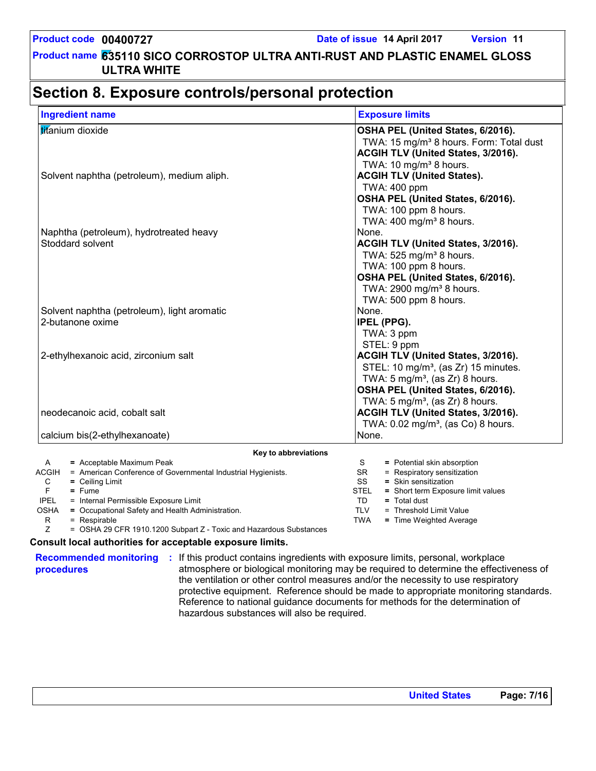Product code **00400727** Date of issue **14 April 2017** Version **11**

Product name **635110 SICO CORROSTOP ULTRA ANTI-RUST AND PLASTIC ENAMEL GLOSS ULTRA WHITE**

# Section 8. Exposure controls/personal protection

| Ingredient name | Exposure limits |
|---|---|
| titanium dioxide | **OSHA PEL (United States, 6/2016).**<br>TWA: 15 mg/m³ 8 hours. Form: Total dust<br>**ACGIH TLV (United States, 3/2016).**<br>TWA: 10 mg/m³ 8 hours. |
| Solvent naphtha (petroleum), medium aliph. | **ACGIH TLV (United States).**<br>TWA: 400 ppm<br>**OSHA PEL (United States, 6/2016).**<br>TWA: 100 ppm 8 hours.<br>TWA: 400 mg/m³ 8 hours. |
| Naphtha (petroleum), hydrotreated heavy | None. |
| Stoddard solvent | **ACGIH TLV (United States, 3/2016).**<br>TWA: 525 mg/m³ 8 hours.<br>TWA: 100 ppm 8 hours.<br>**OSHA PEL (United States, 6/2016).**<br>TWA: 2900 mg/m³ 8 hours.<br>TWA: 500 ppm 8 hours. |
| Solvent naphtha (petroleum), light aromatic | None. |
| 2-butanone oxime | **IPEL (PPG).**<br>TWA: 3 ppm<br>STEL: 9 ppm |
| 2-ethylhexanoic acid, zirconium salt | **ACGIH TLV (United States, 3/2016).**<br>STEL: 10 mg/m³, (as Zr) 15 minutes.<br>TWA: 5 mg/m³, (as Zr) 8 hours.<br>**OSHA PEL (United States, 6/2016).**<br>TWA: 5 mg/m³, (as Zr) 8 hours. |
| neodecanoic acid, cobalt salt | **ACGIH TLV (United States, 3/2016).**<br>TWA: 0.02 mg/m³, (as Co) 8 hours. |
| calcium bis(2-ethylhexanoate) | None. |

**Key to abbreviations**

| | | | | |
|---|---|---|---|---|
| A | = Acceptable Maximum Peak | | S | = Potential skin absorption |
| ACGIH | = American Conference of Governmental Industrial Hygienists. | | SR | = Respiratory sensitization |
| C | = Ceiling Limit | | SS | = Skin sensitization |
| F | = Fume | | STEL | = Short term Exposure limit values |
| IPEL | = Internal Permissible Exposure Limit | | TD | = Total dust |
| OSHA | = Occupational Safety and Health Administration. | | TLV | = Threshold Limit Value |
| R | = Respirable | | TWA | = Time Weighted Average |
| Z | = OSHA 29 CFR 1910.1200 Subpart Z - Toxic and Hazardous Substances | | | |

**Consult local authorities for acceptable exposure limits.**

**Recommended monitoring procedures** : If this product contains ingredients with exposure limits, personal, workplace atmosphere or biological monitoring may be required to determine the effectiveness of the ventilation or other control measures and/or the necessity to use respiratory protective equipment. Reference should be made to appropriate monitoring standards. Reference to national guidance documents for methods for the determination of hazardous substances will also be required.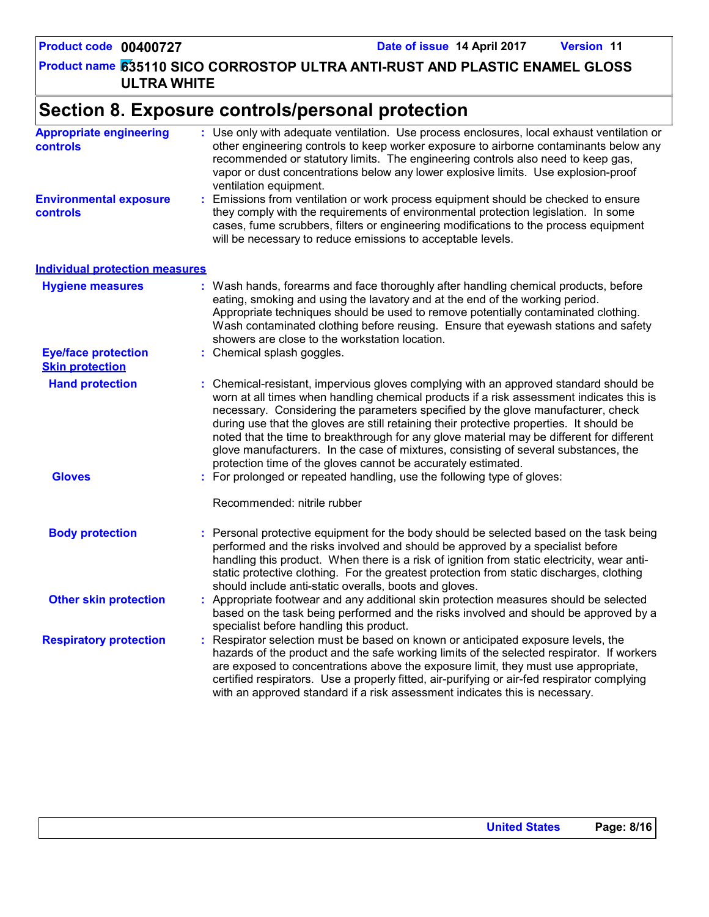# Section 8. Exposure controls/personal protection

**Appropriate engineering controls** : Use only with adequate ventilation. Use process enclosures, local exhaust ventilation or other engineering controls to keep worker exposure to airborne contaminants below any recommended or statutory limits. The engineering controls also need to keep gas, vapor or dust concentrations below any lower explosive limits. Use explosion-proof ventilation equipment.

**Environmental exposure controls** : Emissions from ventilation or work process equipment should be checked to ensure they comply with the requirements of environmental protection legislation. In some cases, fume scrubbers, filters or engineering modifications to the process equipment will be necessary to reduce emissions to acceptable levels.

## Individual protection measures

**Hygiene measures** : Wash hands, forearms and face thoroughly after handling chemical products, before eating, smoking and using the lavatory and at the end of the working period. Appropriate techniques should be used to remove potentially contaminated clothing. Wash contaminated clothing before reusing. Ensure that eyewash stations and safety showers are close to the workstation location.

**Eye/face protection** : Chemical splash goggles.

### Skin protection

**Hand protection** : Chemical-resistant, impervious gloves complying with an approved standard should be worn at all times when handling chemical products if a risk assessment indicates this is necessary. Considering the parameters specified by the glove manufacturer, check during use that the gloves are still retaining their protective properties. It should be noted that the time to breakthrough for any glove material may be different for different glove manufacturers. In the case of mixtures, consisting of several substances, the protection time of the gloves cannot be accurately estimated.

**Gloves** : For prolonged or repeated handling, use the following type of gloves:

Recommended: nitrile rubber

**Body protection** : Personal protective equipment for the body should be selected based on the task being performed and the risks involved and should be approved by a specialist before handling this product. When there is a risk of ignition from static electricity, wear anti-static protective clothing. For the greatest protection from static discharges, clothing should include anti-static overalls, boots and gloves.

**Other skin protection** : Appropriate footwear and any additional skin protection measures should be selected based on the task being performed and the risks involved and should be approved by a specialist before handling this product.

**Respiratory protection** : Respirator selection must be based on known or anticipated exposure levels, the hazards of the product and the safe working limits of the selected respirator. If workers are exposed to concentrations above the exposure limit, they must use appropriate, certified respirators. Use a properly fitted, air-purifying or air-fed respirator complying with an approved standard if a risk assessment indicates this is necessary.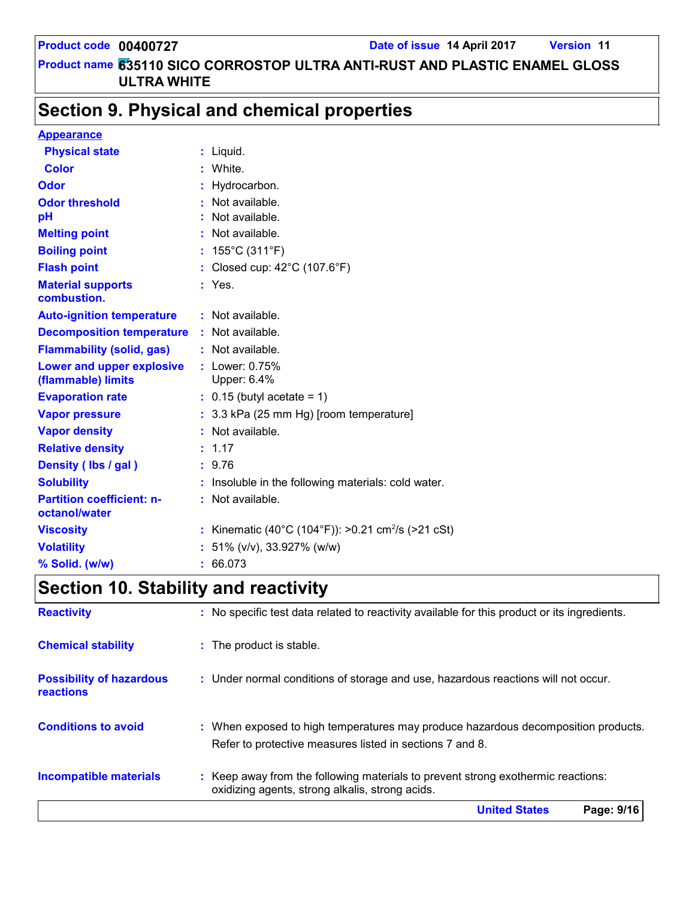## Section 9. Physical and chemical properties

**Appearance**

| | |
|---|---|
| **Physical state** | : Liquid. |
| **Color** | : White. |
| **Odor** | : Hydrocarbon. |
| **Odor threshold** | : Not available. |
| **pH** | : Not available. |
| **Melting point** | : Not available. |
| **Boiling point** | : 155°C (311°F) |
| **Flash point** | : Closed cup: 42°C (107.6°F) |
| **Material supports combustion.** | : Yes. |
| **Auto-ignition temperature** | : Not available. |
| **Decomposition temperature** | : Not available. |
| **Flammability (solid, gas)** | : Not available. |
| **Lower and upper explosive (flammable) limits** | : Lower: 0.75%<br>Upper: 6.4% |
| **Evaporation rate** | : 0.15 (butyl acetate = 1) |
| **Vapor pressure** | : 3.3 kPa (25 mm Hg) [room temperature] |
| **Vapor density** | : Not available. |
| **Relative density** | : 1.17 |
| **Density ( lbs / gal )** | : 9.76 |
| **Solubility** | : Insoluble in the following materials: cold water. |
| **Partition coefficient: n-octanol/water** | : Not available. |
| **Viscosity** | : Kinematic (40°C (104°F)): >0.21 $cm^2/s$ (>21 cSt) |
| **Volatility** | : 51% (v/v), 33.927% (w/w) |
| **% Solid. (w/w)** | : 66.073 |

## Section 10. Stability and reactivity

| | |
|---|---|
| **Reactivity** | : No specific test data related to reactivity available for this product or its ingredients. |
| **Chemical stability** | : The product is stable. |
| **Possibility of hazardous reactions** | : Under normal conditions of storage and use, hazardous reactions will not occur. |
| **Conditions to avoid** | : When exposed to high temperatures may produce hazardous decomposition products.<br>Refer to protective measures listed in sections 7 and 8. |
| **Incompatible materials** | : Keep away from the following materials to prevent strong exothermic reactions: oxidizing agents, strong alkalis, strong acids. |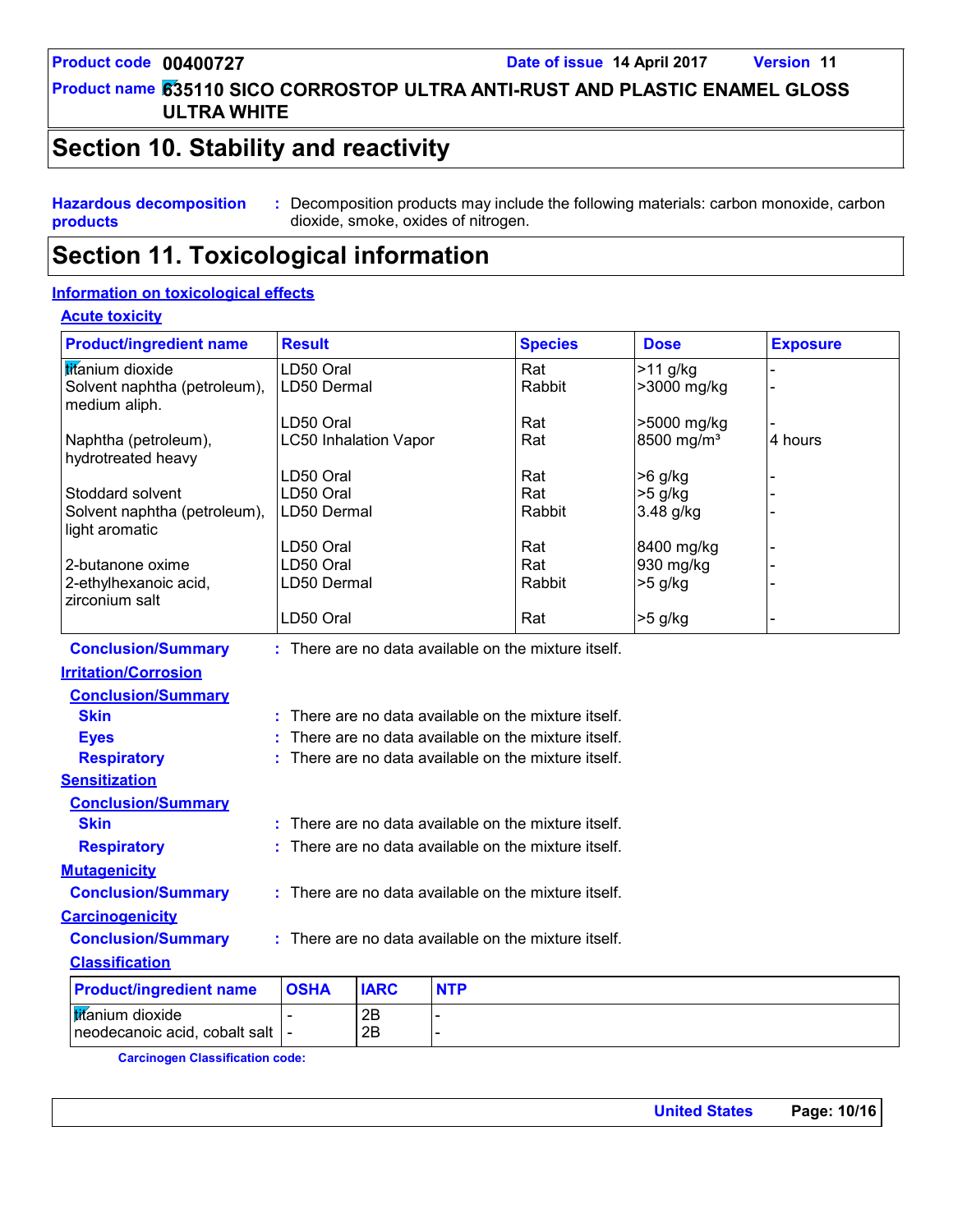## Section 10. Stability and reactivity

**Hazardous decomposition products** : Decomposition products may include the following materials: carbon monoxide, carbon dioxide, smoke, oxides of nitrogen.

## Section 11. Toxicological information

### Information on toxicological effects

#### Acute toxicity

| Product/ingredient name | Result | Species | Dose | Exposure |
|---|---|---|---|---|
| titanium dioxide | LD50 Oral | Rat | >11 g/kg | - |
| Solvent naphtha (petroleum), medium aliph. | LD50 Dermal | Rabbit | >3000 mg/kg | - |
| | LD50 Oral | Rat | >5000 mg/kg | - |
| Naphtha (petroleum), hydrotreated heavy | LC50 Inhalation Vapor | Rat | 8500 mg/m³ | 4 hours |
| | LD50 Oral | Rat | >6 g/kg | - |
| Stoddard solvent | LD50 Oral | Rat | >5 g/kg | - |
| Solvent naphtha (petroleum), light aromatic | LD50 Dermal | Rabbit | 3.48 g/kg | - |
| | LD50 Oral | Rat | 8400 mg/kg | - |
| 2-butanone oxime | LD50 Oral | Rat | 930 mg/kg | - |
| 2-ethylhexanoic acid, zirconium salt | LD50 Dermal | Rabbit | >5 g/kg | - |
| | LD50 Oral | Rat | >5 g/kg | - |

**Conclusion/Summary** : There are no data available on the mixture itself.

#### Irritation/Corrosion

**Conclusion/Summary**

**Skin** : There are no data available on the mixture itself.

**Eyes** : There are no data available on the mixture itself.

**Respiratory** : There are no data available on the mixture itself.

#### Sensitization

**Conclusion/Summary**

**Skin** : There are no data available on the mixture itself.

**Respiratory** : There are no data available on the mixture itself.

#### Mutagenicity

**Conclusion/Summary** : There are no data available on the mixture itself.

#### Carcinogenicity

**Conclusion/Summary** : There are no data available on the mixture itself.

#### Classification

| Product/ingredient name | OSHA | IARC | NTP |
|---|---|---|---|
| titanium dioxide | - | 2B | - |
| neodecanoic acid, cobalt salt | - | 2B | - |

**Carcinogen Classification code:**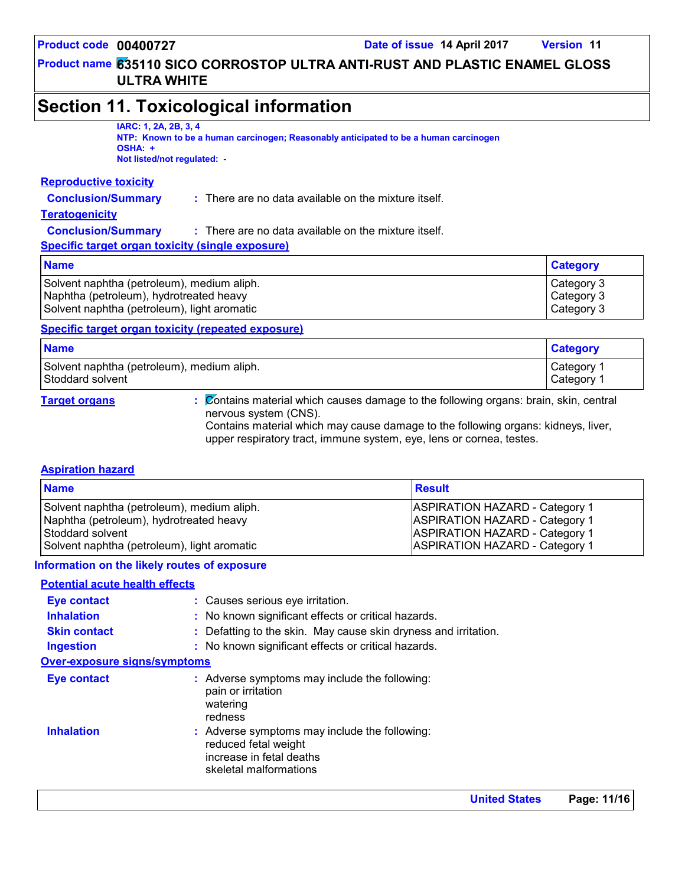## Section 11. Toxicological information

**IARC: 1, 2A, 2B, 3, 4**
**NTP: Known to be a human carcinogen; Reasonably anticipated to be a human carcinogen**
**OSHA: +**
**Not listed/not regulated: -**

### Reproductive toxicity

**Conclusion/Summary** : There are no data available on the mixture itself.

### Teratogenicity

**Conclusion/Summary** : There are no data available on the mixture itself.

### Specific target organ toxicity (single exposure)

| Name | Category |
|---|---|
| Solvent naphtha (petroleum), medium aliph. | Category 3 |
| Naphtha (petroleum), hydrotreated heavy | Category 3 |
| Solvent naphtha (petroleum), light aromatic | Category 3 |

### Specific target organ toxicity (repeated exposure)

| Name | Category |
|---|---|
| Solvent naphtha (petroleum), medium aliph. | Category 1 |
| Stoddard solvent | Category 1 |

**Target organs** : Contains material which causes damage to the following organs: brain, skin, central nervous system (CNS).
Contains material which may cause damage to the following organs: kidneys, liver, upper respiratory tract, immune system, eye, lens or cornea, testes.

### Aspiration hazard

| Name | Result |
|---|---|
| Solvent naphtha (petroleum), medium aliph. | ASPIRATION HAZARD - Category 1 |
| Naphtha (petroleum), hydrotreated heavy | ASPIRATION HAZARD - Category 1 |
| Stoddard solvent | ASPIRATION HAZARD - Category 1 |
| Solvent naphtha (petroleum), light aromatic | ASPIRATION HAZARD - Category 1 |

### Information on the likely routes of exposure

#### Potential acute health effects

**Eye contact** : Causes serious eye irritation.
**Inhalation** : No known significant effects or critical hazards.
**Skin contact** : Defatting to the skin. May cause skin dryness and irritation.
**Ingestion** : No known significant effects or critical hazards.

#### Over-exposure signs/symptoms

**Eye contact** : Adverse symptoms may include the following:
pain or irritation
watering
redness

**Inhalation** : Adverse symptoms may include the following:
reduced fetal weight
increase in fetal deaths
skeletal malformations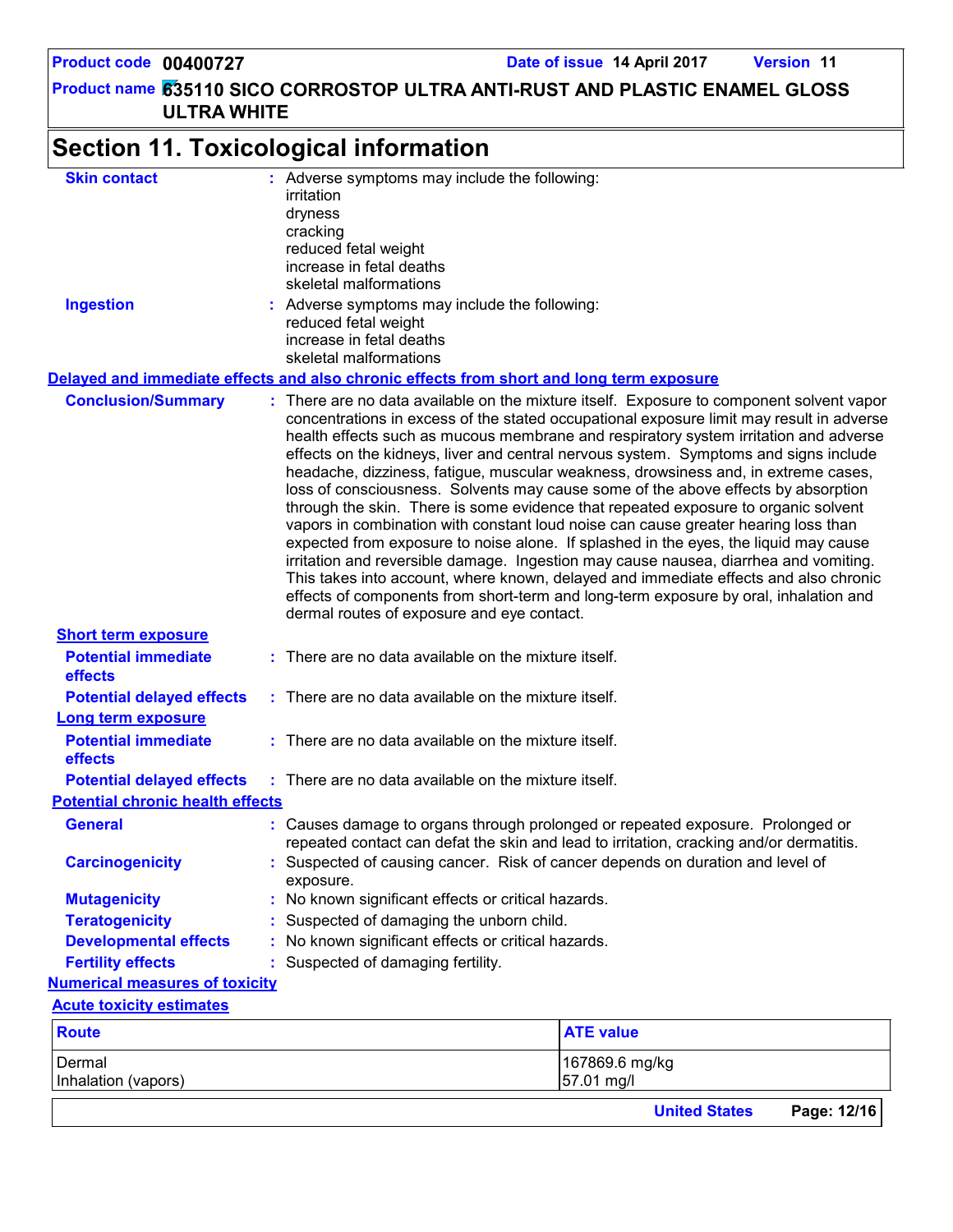## Section 11. Toxicological information

**Skin contact** : Adverse symptoms may include the following:
irritation
dryness
cracking
reduced fetal weight
increase in fetal deaths
skeletal malformations

**Ingestion** : Adverse symptoms may include the following:
reduced fetal weight
increase in fetal deaths
skeletal malformations

### Delayed and immediate effects and also chronic effects from short and long term exposure

**Conclusion/Summary** : There are no data available on the mixture itself. Exposure to component solvent vapor concentrations in excess of the stated occupational exposure limit may result in adverse health effects such as mucous membrane and respiratory system irritation and adverse effects on the kidneys, liver and central nervous system. Symptoms and signs include headache, dizziness, fatigue, muscular weakness, drowsiness and, in extreme cases, loss of consciousness. Solvents may cause some of the above effects by absorption through the skin. There is some evidence that repeated exposure to organic solvent vapors in combination with constant loud noise can cause greater hearing loss than expected from exposure to noise alone. If splashed in the eyes, the liquid may cause irritation and reversible damage. Ingestion may cause nausea, diarrhea and vomiting. This takes into account, where known, delayed and immediate effects and also chronic effects of components from short-term and long-term exposure by oral, inhalation and dermal routes of exposure and eye contact.

### Short term exposure

**Potential immediate effects** : There are no data available on the mixture itself.

**Potential delayed effects** : There are no data available on the mixture itself.

### Long term exposure

**Potential immediate effects** : There are no data available on the mixture itself.

**Potential delayed effects** : There are no data available on the mixture itself.

### Potential chronic health effects

**General** : Causes damage to organs through prolonged or repeated exposure. Prolonged or repeated contact can defat the skin and lead to irritation, cracking and/or dermatitis.

**Carcinogenicity** : Suspected of causing cancer. Risk of cancer depends on duration and level of exposure.

**Mutagenicity** : No known significant effects or critical hazards.

**Teratogenicity** : Suspected of damaging the unborn child.

**Developmental effects** : No known significant effects or critical hazards.

**Fertility effects** : Suspected of damaging fertility.

### Numerical measures of toxicity

#### Acute toxicity estimates

| Route | ATE value |
|---|---|
| Dermal | 167869.6 mg/kg |
| Inhalation (vapors) | 57.01 mg/l |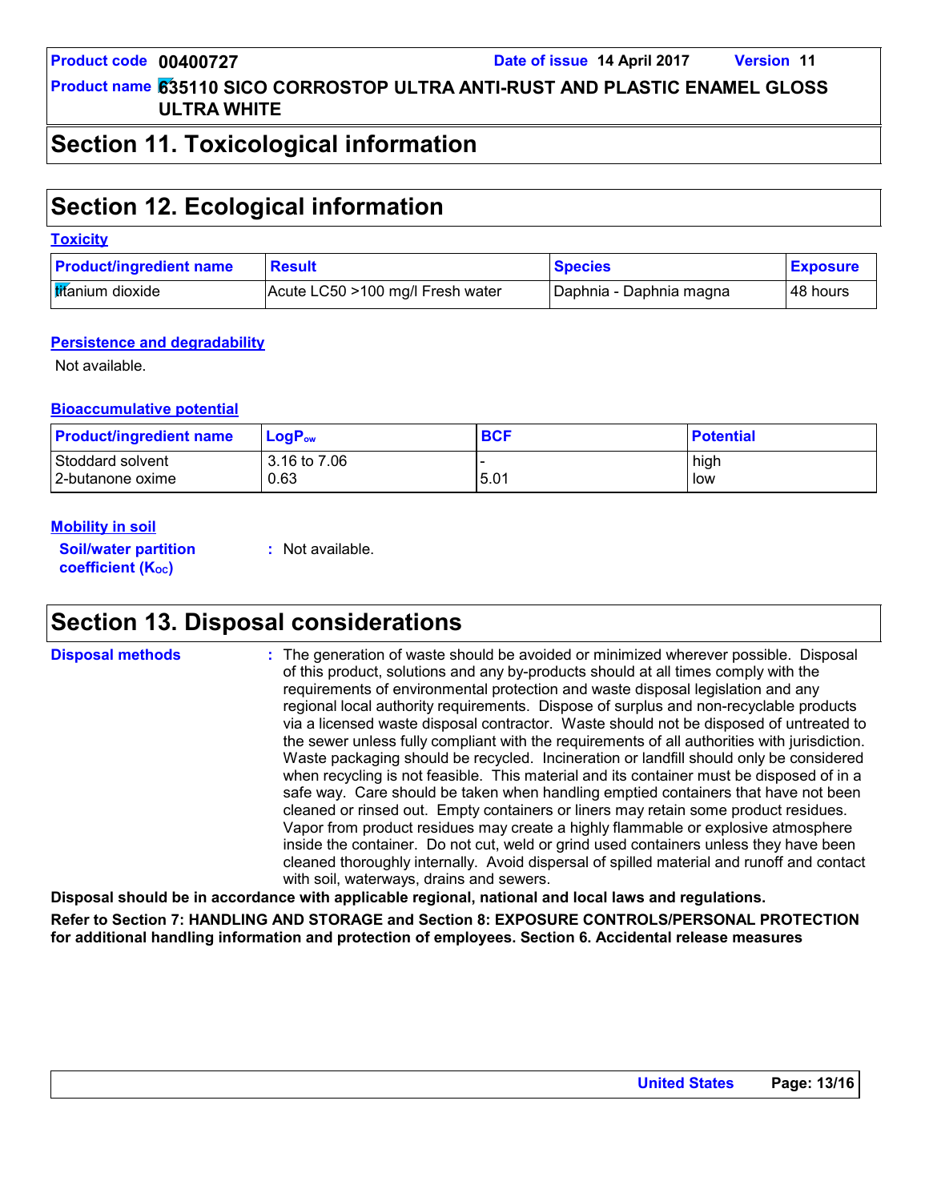## Section 11. Toxicological information

## Section 12. Ecological information

### Toxicity

| Product/ingredient name | Result | Species | Exposure |
|---|---|---|---|
| titanium dioxide | Acute LC50 >100 mg/l Fresh water | Daphnia - Daphnia magna | 48 hours |

### Persistence and degradability

Not available.

### Bioaccumulative potential

| Product/ingredient name | $LogP_{ow}$ | BCF | Potential |
|---|---|---|---|
| Stoddard solvent | 3.16 to 7.06 | - | high |
| 2-butanone oxime | 0.63 | 5.01 | low |

### Mobility in soil

**Soil/water partition coefficient ($K_{OC}$)** : Not available.

## Section 13. Disposal considerations

**Disposal methods** : The generation of waste should be avoided or minimized wherever possible. Disposal of this product, solutions and any by-products should at all times comply with the requirements of environmental protection and waste disposal legislation and any regional local authority requirements. Dispose of surplus and non-recyclable products via a licensed waste disposal contractor. Waste should not be disposed of untreated to the sewer unless fully compliant with the requirements of all authorities with jurisdiction. Waste packaging should be recycled. Incineration or landfill should only be considered when recycling is not feasible. This material and its container must be disposed of in a safe way. Care should be taken when handling emptied containers that have not been cleaned or rinsed out. Empty containers or liners may retain some product residues. Vapor from product residues may create a highly flammable or explosive atmosphere inside the container. Do not cut, weld or grind used containers unless they have been cleaned thoroughly internally. Avoid dispersal of spilled material and runoff and contact with soil, waterways, drains and sewers.

**Disposal should be in accordance with applicable regional, national and local laws and regulations.**

**Refer to Section 7: HANDLING AND STORAGE and Section 8: EXPOSURE CONTROLS/PERSONAL PROTECTION for additional handling information and protection of employees. Section 6. Accidental release measures**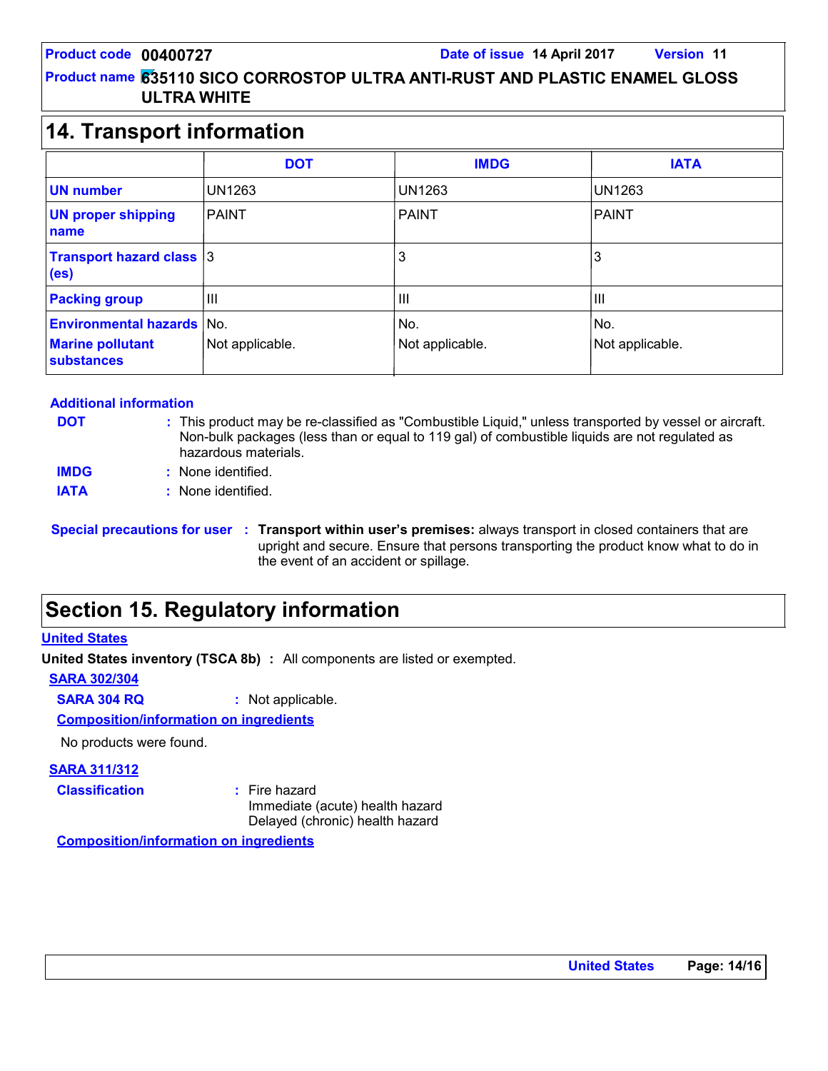## 14. Transport information

| | DOT | IMDG | IATA |
|---|---|---|---|
| **UN number** | UN1263 | UN1263 | UN1263 |
| **UN proper shipping name** | PAINT | PAINT | PAINT |
| **Transport hazard class (es)** | 3 | 3 | 3 |
| **Packing group** | III | III | III |
| **Environmental hazards** | No. | No. | No. |
| **Marine pollutant substances** | Not applicable. | Not applicable. | Not applicable. |

**Additional information**

**DOT** : This product may be re-classified as "Combustible Liquid," unless transported by vessel or aircraft. Non-bulk packages (less than or equal to 119 gal) of combustible liquids are not regulated as hazardous materials.

**IMDG** : None identified.

**IATA** : None identified.

**Special precautions for user** : **Transport within user's premises:** always transport in closed containers that are upright and secure. Ensure that persons transporting the product know what to do in the event of an accident or spillage.

## Section 15. Regulatory information

**United States**

**United States inventory (TSCA 8b)** : All components are listed or exempted.

**SARA 302/304**

**SARA 304 RQ** : Not applicable.

**Composition/information on ingredients**

No products were found.

**SARA 311/312**

**Classification** : Fire hazard
Immediate (acute) health hazard
Delayed (chronic) health hazard

**Composition/information on ingredients**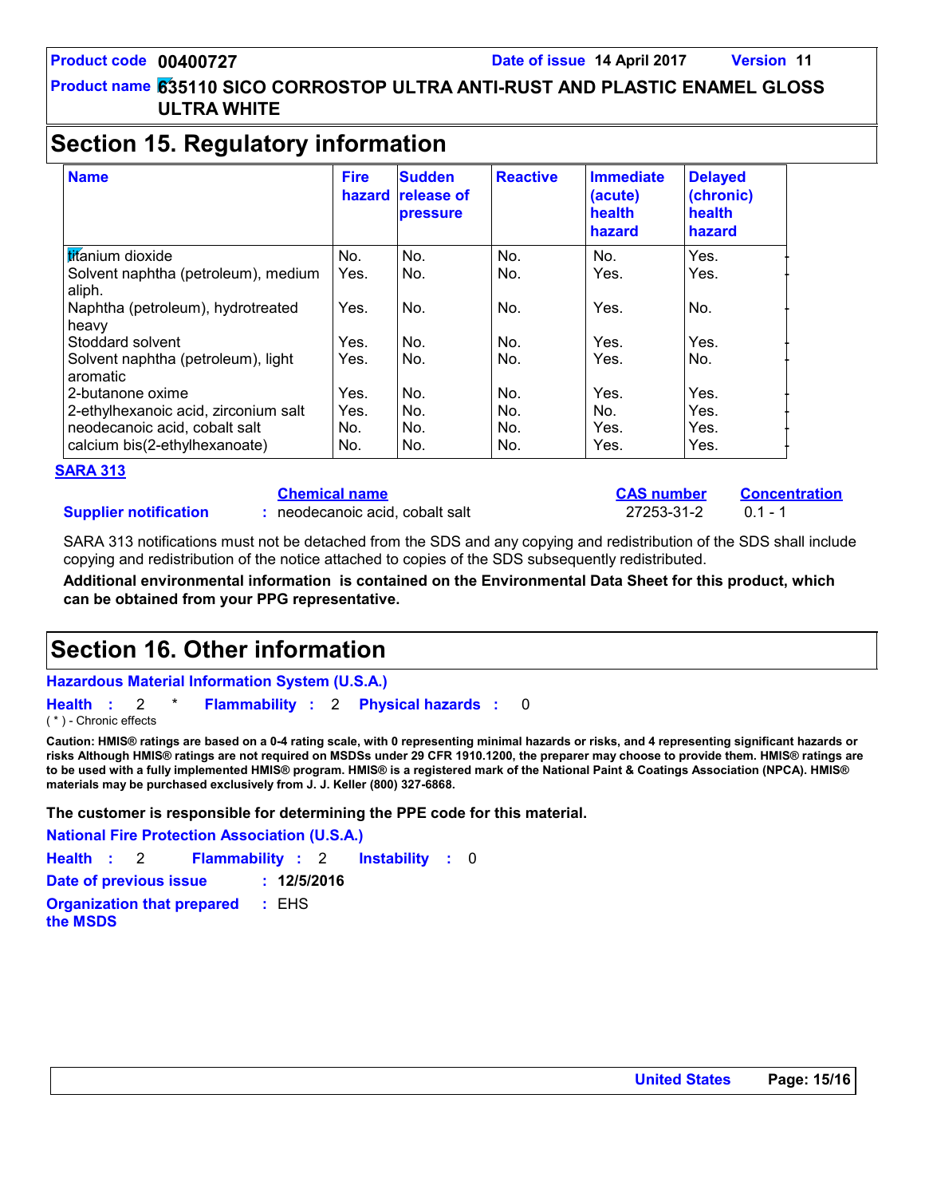# Section 15. Regulatory information

| Name | Fire hazard | Sudden release of pressure | Reactive | Immediate (acute) health hazard | Delayed (chronic) health hazard |
|---|---|---|---|---|---|
| titanium dioxide | No. | No. | No. | No. | Yes. |
| Solvent naphtha (petroleum), medium aliph. | Yes. | No. | No. | Yes. | Yes. |
| Naphtha (petroleum), hydrotreated heavy | Yes. | No. | No. | Yes. | No. |
| Stoddard solvent | Yes. | No. | No. | Yes. | Yes. |
| Solvent naphtha (petroleum), light aromatic | Yes. | No. | No. | Yes. | No. |
| 2-butanone oxime | Yes. | No. | No. | Yes. | Yes. |
| 2-ethylhexanoic acid, zirconium salt | Yes. | No. | No. | No. | Yes. |
| neodecanoic acid, cobalt salt | No. | No. | No. | Yes. | Yes. |
| calcium bis(2-ethylhexanoate) | No. | No. | No. | Yes. | Yes. |

**SARA 313**

| | | Chemical name | CAS number | Concentration |
|---|---|---|---|---|
| **Supplier notification** | : | neodecanoic acid, cobalt salt | 27253-31-2 | 0.1 - 1 |

SARA 313 notifications must not be detached from the SDS and any copying and redistribution of the SDS shall include copying and redistribution of the notice attached to copies of the SDS subsequently redistributed.

**Additional environmental information is contained on the Environmental Data Sheet for this product, which can be obtained from your PPG representative.**

# Section 16. Other information

**Hazardous Material Information System (U.S.A.)**

**Health** : 2 * **Flammability** : 2 **Physical hazards** : 0

( * ) - Chronic effects

**Caution: HMIS® ratings are based on a 0-4 rating scale, with 0 representing minimal hazards or risks, and 4 representing significant hazards or risks Although HMIS® ratings are not required on MSDSs under 29 CFR 1910.1200, the preparer may choose to provide them. HMIS® ratings are to be used with a fully implemented HMIS® program. HMIS® is a registered mark of the National Paint & Coatings Association (NPCA). HMIS® materials may be purchased exclusively from J. J. Keller (800) 327-6868.**

**The customer is responsible for determining the PPE code for this material.**

**National Fire Protection Association (U.S.A.)**

**Health** : 2 **Flammability** : 2 **Instability** : 0

**Date of previous issue** : **12/5/2016**

**Organization that prepared the MSDS** : EHS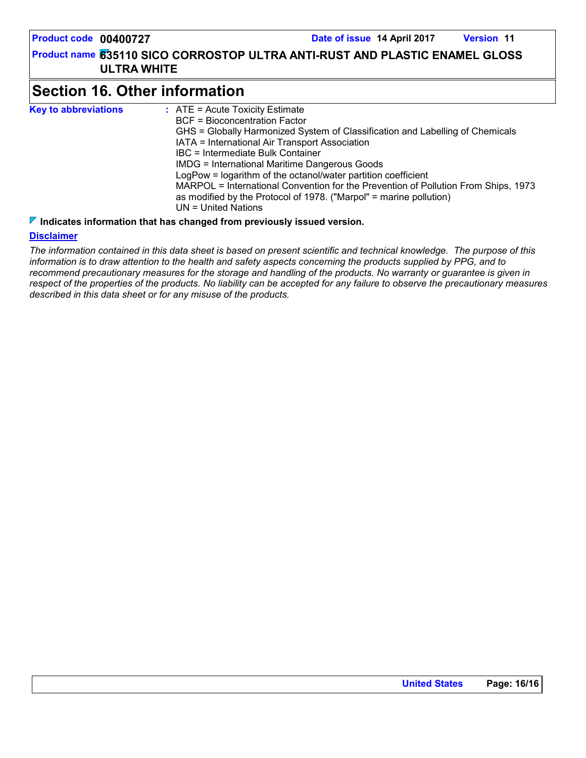## Section 16. Other information

**Key to abbreviations** : ATE = Acute Toxicity Estimate
BCF = Bioconcentration Factor
GHS = Globally Harmonized System of Classification and Labelling of Chemicals
IATA = International Air Transport Association
IBC = Intermediate Bulk Container
IMDG = International Maritime Dangerous Goods
LogPow = logarithm of the octanol/water partition coefficient
MARPOL = International Convention for the Prevention of Pollution From Ships, 1973 as modified by the Protocol of 1978. ("Marpol" = marine pollution)
UN = United Nations

**Indicates information that has changed from previously issued version.**

**Disclaimer**

*The information contained in this data sheet is based on present scientific and technical knowledge. The purpose of this information is to draw attention to the health and safety aspects concerning the products supplied by PPG, and to recommend precautionary measures for the storage and handling of the products. No warranty or guarantee is given in respect of the properties of the products. No liability can be accepted for any failure to observe the precautionary measures described in this data sheet or for any misuse of the products.*